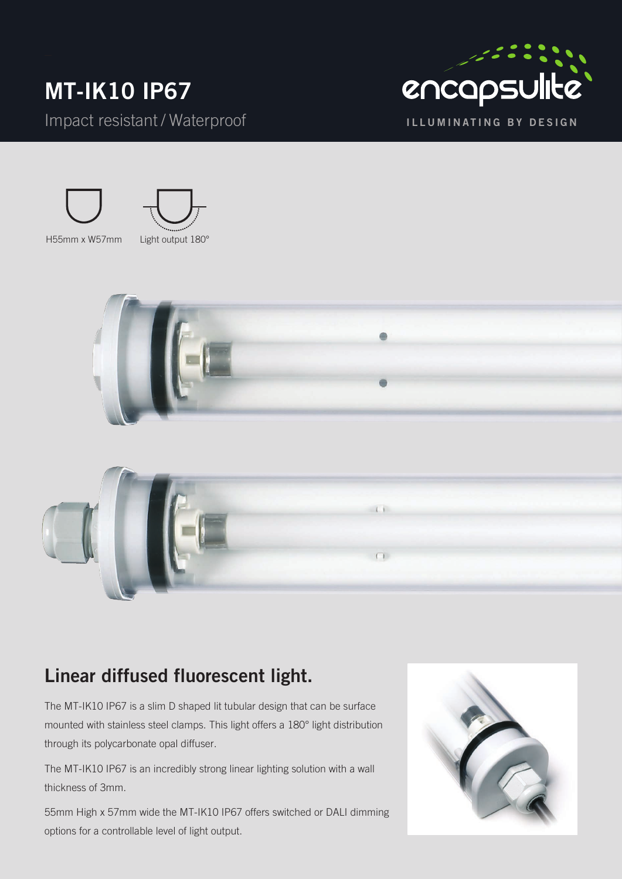# MT-IK10 IP67

Impact resistant / Waterproof

encapsulite

ILLUMINATING BY DESIGN

H55mm x W57mm

Light output 180°

## Linear diffused fluorescent light.

The MT-IK10 IP67 is a slim D shaped lit tubular design that can be surface mounted with stainless steel clamps. This light offers a 180° light distribution through its polycarbonate opal diffuser.

The MT-IK10 IP67 is an incredibly strong linear lighting solution with a wall thickness of 3mm.

55mm High x 57mm wide the MT-IK10 IP67 offers switched or DALI dimming options for a controllable level of light output.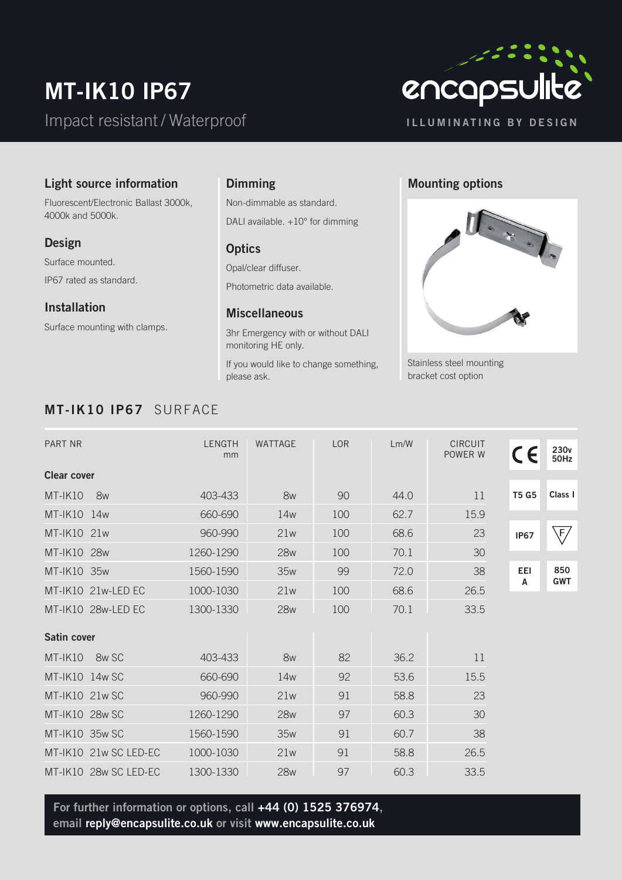# MT-IK10 IP67

Impact resistant / Waterproof

encapsulite

ILLUMINATING BY DESIGN

### Light source information

Fluorescent/Electronic Ballast 3000k, 4000k and 5000k.

### Design

Surface mounted.

IP67 rated as standard.

### Installation

Surface mounting with clamps.

### Dimming

Non-dimmable as standard.

DALI available. +10° for dimming

### Optics

Opal/clear diffuser.

Photometric data available.

### Miscellaneous

3hr Emergency with or without DALI monitoring HE only.

If you would like to change something, please ask.

### Mounting options

Stainless steel mounting bracket cost option

## MT-IK10 IP67 SURFACE

| PART NR | LENGTH mm | WATTAGE | LOR | Lm/W | CIRCUIT POWER W |
|---|---|---|---|---|---|
| **Clear cover** | | | | | |
| MT-IK10 8w | 403-433 | 8w | 90 | 44.0 | 11 |
| MT-IK10 14w | 660-690 | 14w | 100 | 62.7 | 15.9 |
| MT-IK10 21w | 960-990 | 21w | 100 | 68.6 | 23 |
| MT-IK10 28w | 1260-1290 | 28w | 100 | 70.1 | 30 |
| MT-IK10 35w | 1560-1590 | 35w | 99 | 72.0 | 38 |
| MT-IK10 21w-LED EC | 1000-1030 | 21w | 100 | 68.6 | 26.5 |
| MT-IK10 28w-LED EC | 1300-1330 | 28w | 100 | 70.1 | 33.5 |
| **Satin cover** | | | | | |
| MT-IK10 8w SC | 403-433 | 8w | 82 | 36.2 | 11 |
| MT-IK10 14w SC | 660-690 | 14w | 92 | 53.6 | 15.5 |
| MT-IK10 21w SC | 960-990 | 21w | 91 | 58.8 | 23 |
| MT-IK10 28w SC | 1260-1290 | 28w | 97 | 60.3 | 30 |
| MT-IK10 35w SC | 1560-1590 | 35w | 91 | 60.7 | 38 |
| MT-IK10 21w SC LED-EC | 1000-1030 | 21w | 91 | 58.8 | 26.5 |
| MT-IK10 28w SC LED-EC | 1300-1330 | 28w | 97 | 60.3 | 33.5 |

CE | 230v 50Hz | T5 G5 | Class I | IP67 | F | EEI A | 850 GWT

**For further information or options, call +44 (0) 1525 376974, email reply@encapsulite.co.uk or visit www.encapsulite.co.uk**